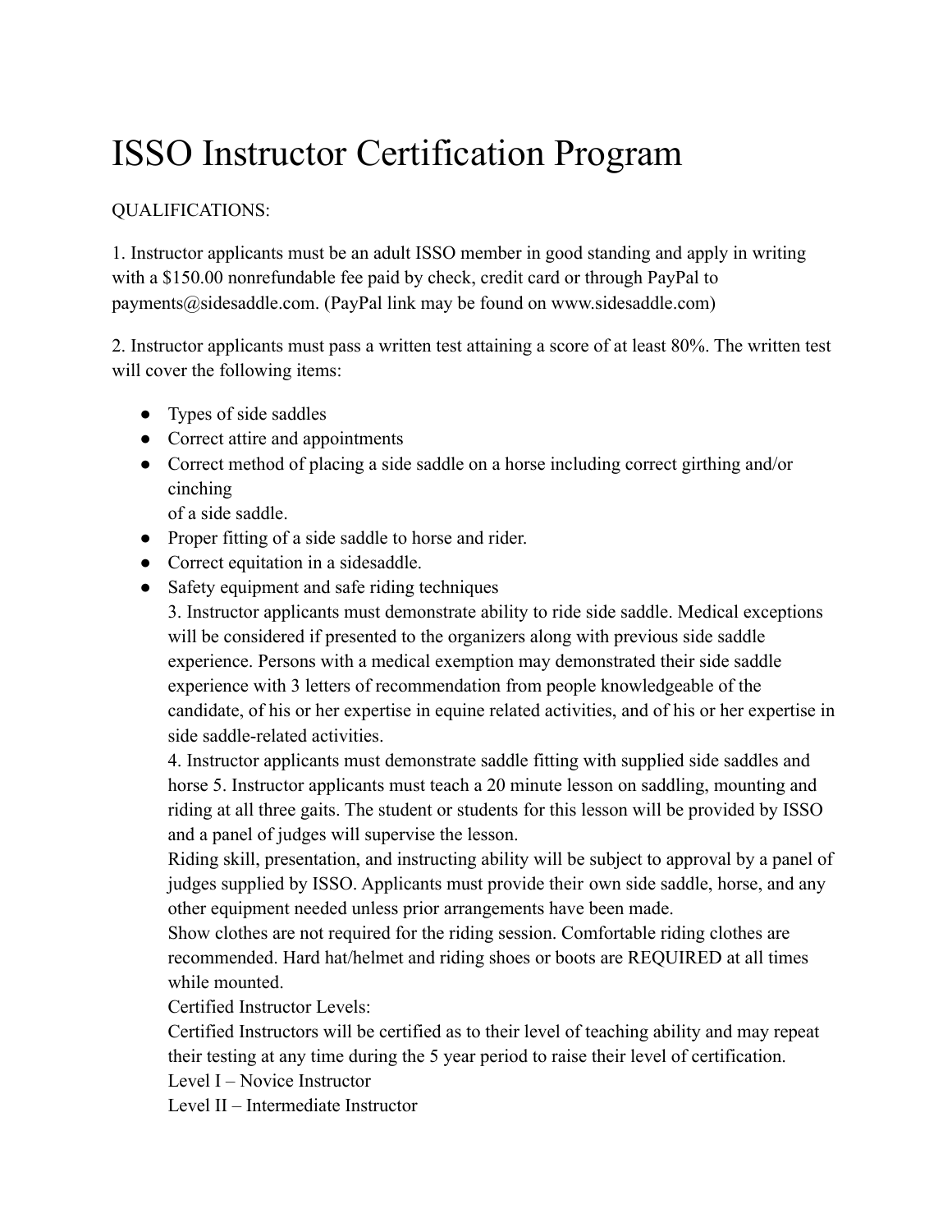# ISSO Instructor Certification Program

QUALIFICATIONS:

1. Instructor applicants must be an adult ISSO member in good standing and apply in writing with a $150.00 nonrefundable fee paid by check, credit card or through PayPal to payments@sidesaddle.com. (PayPal link may be found on www.sidesaddle.com)

2. Instructor applicants must pass a written test attaining a score of at least 80%. The written test will cover the following items:

- Types of side saddles
- Correct attire and appointments
- Correct method of placing a side saddle on a horse including correct girthing and/or cinching of a side saddle.
- Proper fitting of a side saddle to horse and rider.
- Correct equitation in a sidesaddle.
- Safety equipment and safe riding techniques

3. Instructor applicants must demonstrate ability to ride side saddle. Medical exceptions will be considered if presented to the organizers along with previous side saddle experience. Persons with a medical exemption may demonstrated their side saddle experience with 3 letters of recommendation from people knowledgeable of the candidate, of his or her expertise in equine related activities, and of his or her expertise in side saddle-related activities.

4. Instructor applicants must demonstrate saddle fitting with supplied side saddles and horse 5. Instructor applicants must teach a 20 minute lesson on saddling, mounting and riding at all three gaits. The student or students for this lesson will be provided by ISSO and a panel of judges will supervise the lesson.

Riding skill, presentation, and instructing ability will be subject to approval by a panel of judges supplied by ISSO. Applicants must provide their own side saddle, horse, and any other equipment needed unless prior arrangements have been made.

Show clothes are not required for the riding session. Comfortable riding clothes are recommended. Hard hat/helmet and riding shoes or boots are REQUIRED at all times while mounted.

Certified Instructor Levels:

Certified Instructors will be certified as to their level of teaching ability and may repeat their testing at any time during the 5 year period to raise their level of certification.

Level I – Novice Instructor

Level II – Intermediate Instructor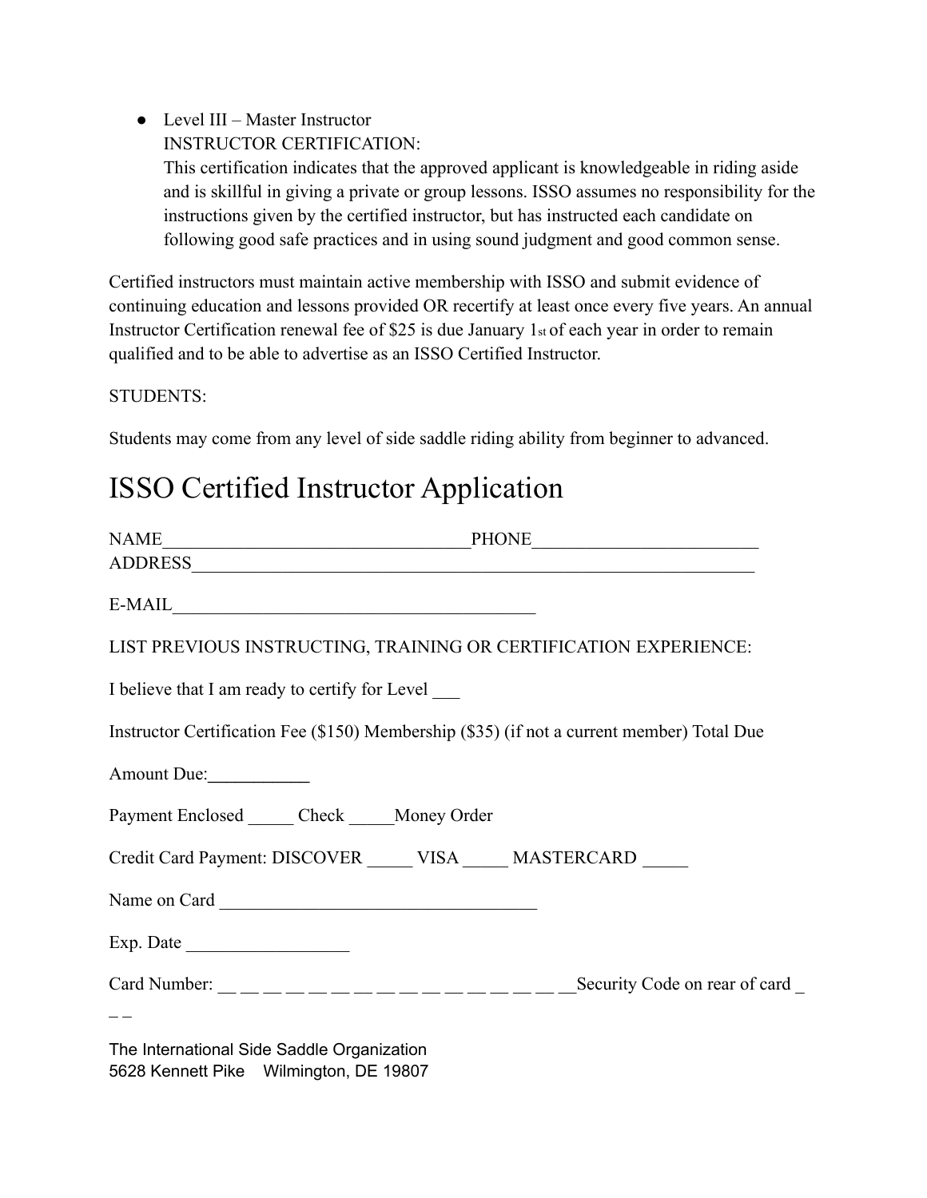- Level III – Master Instructor
  INSTRUCTOR CERTIFICATION:
  This certification indicates that the approved applicant is knowledgeable in riding aside and is skillful in giving a private or group lessons. ISSO assumes no responsibility for the instructions given by the certified instructor, but has instructed each candidate on following good safe practices and in using sound judgment and good common sense.

Certified instructors must maintain active membership with ISSO and submit evidence of continuing education and lessons provided OR recertify at least once every five years. An annual Instructor Certification renewal fee of $25 is due January 1st of each year in order to remain qualified and to be able to advertise as an ISSO Certified Instructor.

STUDENTS:

Students may come from any level of side saddle riding ability from beginner to advanced.

# ISSO Certified Instructor Application

NAME___________________________________PHONE_________________________
ADDRESS_______________________________________________________________

E-MAIL_________________________________________

LIST PREVIOUS INSTRUCTING, TRAINING OR CERTIFICATION EXPERIENCE:

I believe that I am ready to certify for Level ___

Instructor Certification Fee ($150) Membership ($35) (if not a current member) Total Due

Amount Due:___________

Payment Enclosed _____ Check _____Money Order

Credit Card Payment: DISCOVER _____ VISA _____ MASTERCARD _____

Name on Card ___________________________________

Exp. Date __________________

Card Number: __ __ __ __ __ __ __ __ __ __ __ __ __ __ __ __Security Code on rear of card _ _ _

The International Side Saddle Organization
5628 Kennett Pike Wilmington, DE 19807